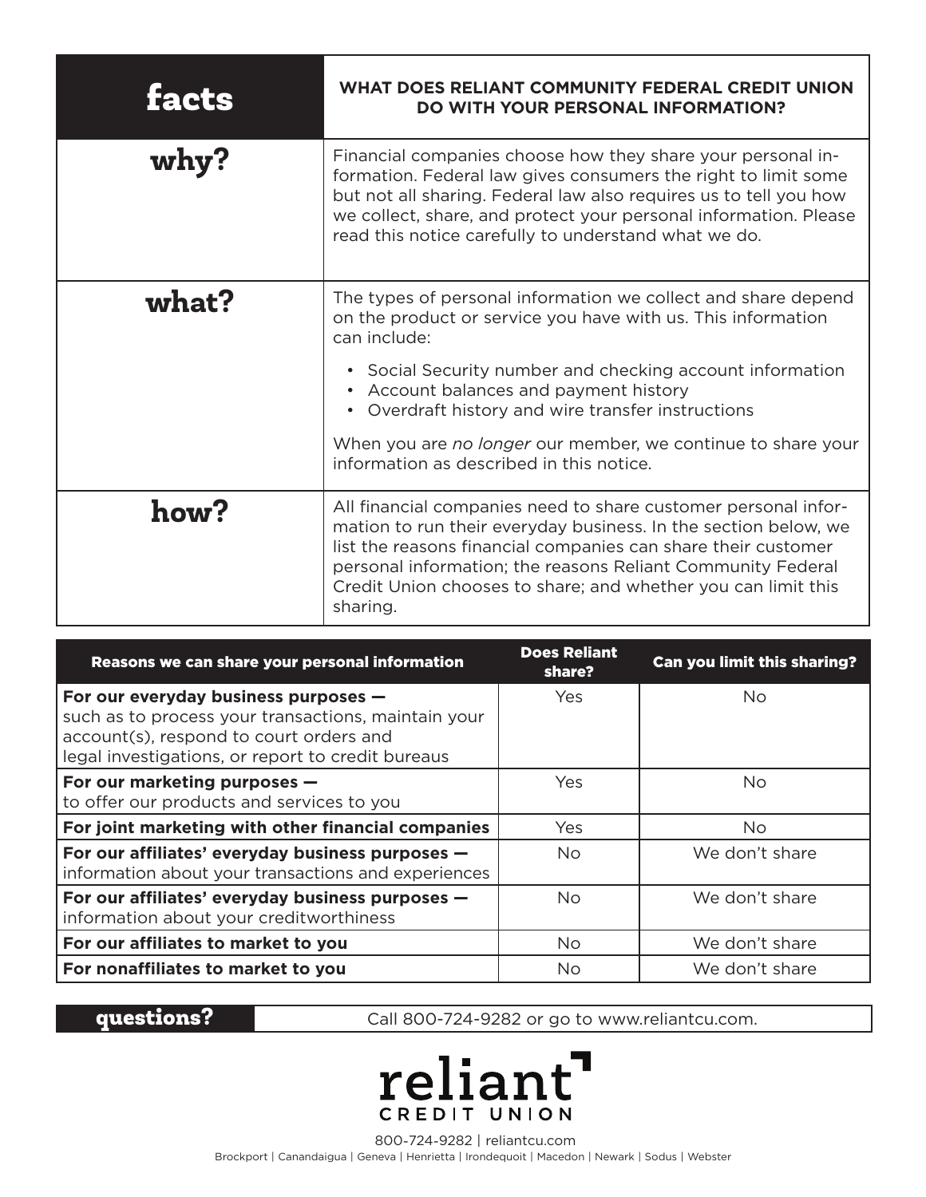| facts | WHAT DOES RELIANT COMMUNITY FEDERAL CREDIT UNION DO WITH YOUR PERSONAL INFORMATION? |
|---|---|
| **why?** | Financial companies choose how they share your personal information. Federal law gives consumers the right to limit some but not all sharing. Federal law also requires us to tell you how we collect, share, and protect your personal information. Please read this notice carefully to understand what we do. |
| **what?** | The types of personal information we collect and share depend on the product or service you have with us. This information can include:<br>• Social Security number and checking account information<br>• Account balances and payment history<br>• Overdraft history and wire transfer instructions<br><br>When you are *no longer* our member, we continue to share your information as described in this notice. |
| **how?** | All financial companies need to share customer personal information to run their everyday business. In the section below, we list the reasons financial companies can share their customer personal information; the reasons Reliant Community Federal Credit Union chooses to share; and whether you can limit this sharing. |

| Reasons we can share your personal information | Does Reliant share? | Can you limit this sharing? |
|---|---|---|
| **For our everyday business purposes —** such as to process your transactions, maintain your account(s), respond to court orders and legal investigations, or report to credit bureaus | Yes | No |
| **For our marketing purposes —** to offer our products and services to you | Yes | No |
| **For joint marketing with other financial companies** | Yes | No |
| **For our affiliates' everyday business purposes —** information about your transactions and experiences | No | We don't share |
| **For our affiliates' everyday business purposes —** information about your creditworthiness | No | We don't share |
| **For our affiliates to market to you** | No | We don't share |
| **For nonaffiliates to market to you** | No | We don't share |

| questions? | Call 800-724-9282 or go to www.reliantcu.com. |
|---|---|

reliant CREDIT UNION

800-724-9282 | reliantcu.com

Brockport | Canandaigua | Geneva | Henrietta | Irondequoit | Macedon | Newark | Sodus | Webster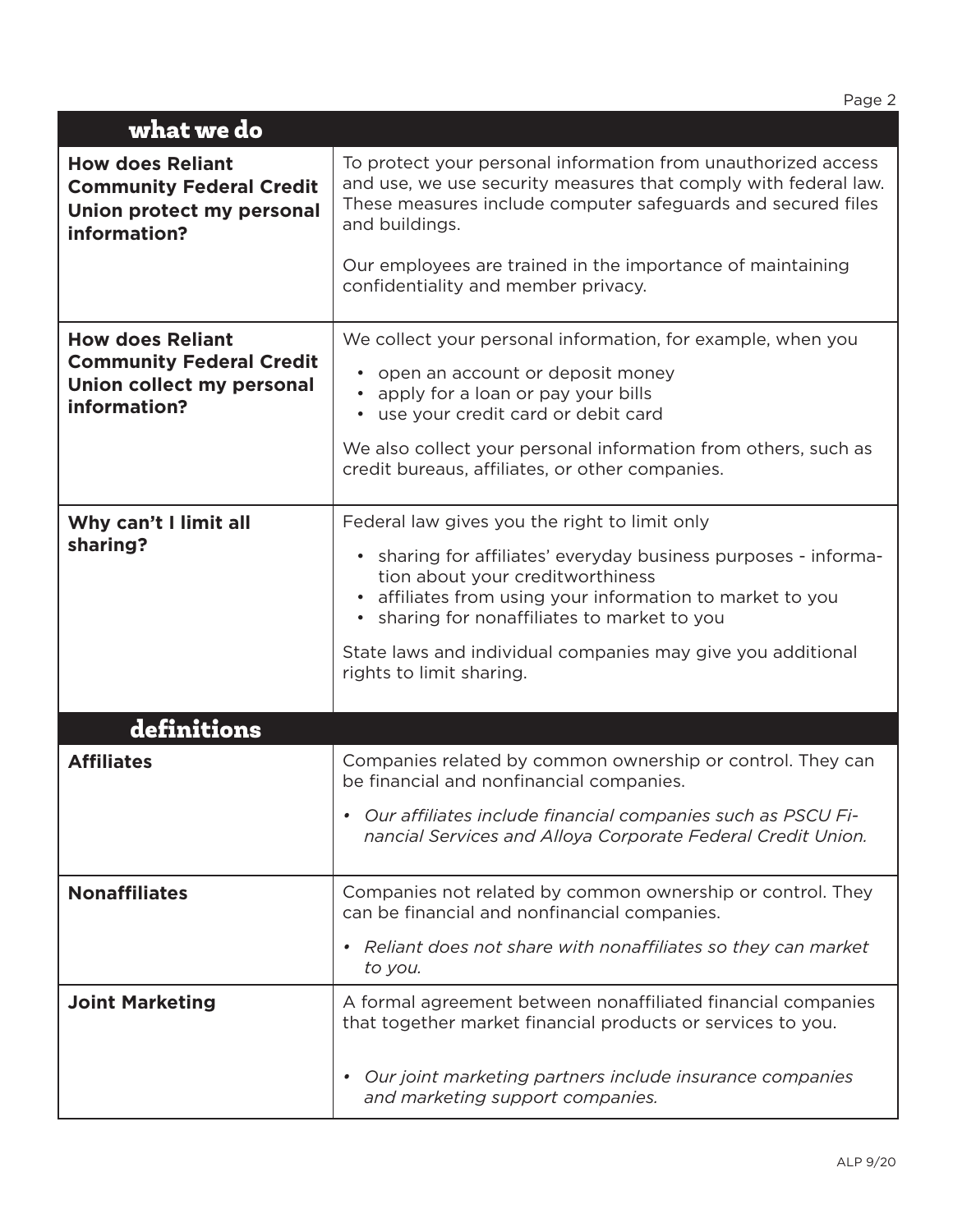| what we do | |
|---|---|
| **How does Reliant Community Federal Credit Union protect my personal information?** | To protect your personal information from unauthorized access and use, we use security measures that comply with federal law. These measures include computer safeguards and secured files and buildings.<br><br>Our employees are trained in the importance of maintaining confidentiality and member privacy. |
| **How does Reliant Community Federal Credit Union collect my personal information?** | We collect your personal information, for example, when you<br>• open an account or deposit money<br>• apply for a loan or pay your bills<br>• use your credit card or debit card<br><br>We also collect your personal information from others, such as credit bureaus, affiliates, or other companies. |
| **Why can't I limit all sharing?** | Federal law gives you the right to limit only<br>• sharing for affiliates' everyday business purposes - information about your creditworthiness<br>• affiliates from using your information to market to you<br>• sharing for nonaffiliates to market to you<br><br>State laws and individual companies may give you additional rights to limit sharing. |

| definitions | |
|---|---|
| **Affiliates** | Companies related by common ownership or control. They can be financial and nonfinancial companies.<br>• *Our affiliates include financial companies such as PSCU Financial Services and Alloya Corporate Federal Credit Union.* |
| **Nonaffiliates** | Companies not related by common ownership or control. They can be financial and nonfinancial companies.<br>• *Reliant does not share with nonaffiliates so they can market to you.* |
| **Joint Marketing** | A formal agreement between nonaffiliated financial companies that together market financial products or services to you.<br>• *Our joint marketing partners include insurance companies and marketing support companies.* |

ALP 9/20